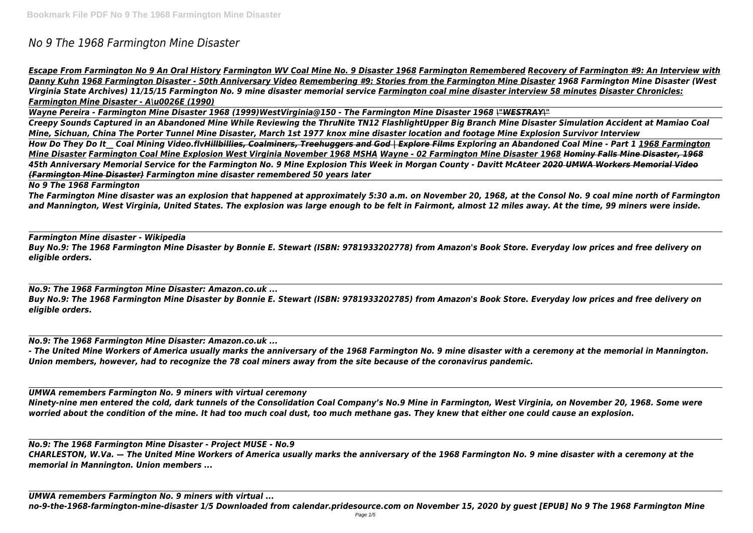# *No 9 The 1968 Farmington Mine Disaster*

***Escape From Farmington No 9 An Oral History** **Farmington WV Coal Mine No. 9 Disaster 1968** **Farmington Remembered** **Recovery of Farmington #9: An Interview with Danny Kuhn** **1968 Farmington Disaster - 50th Anniversary Video** **Remembering #9: Stories from the Farmington Mine Disaster** 1968 Farmington Mine Disaster (West Virginia State Archives) 11/15/15 Farmington No. 9 mine disaster memorial service **Farmington coal mine disaster interview 58 minutes** **Disaster Chronicles: Farmington Mine Disaster - A\u0026E (1990)***

***Wayne Pereira - Farmington Mine Disaster 1968 (1999)WestVirginia@150 - The Farmington Mine Disaster 1968** ~~\"WESTRAY\"~~*

***Creepy Sounds Captured in an Abandoned Mine While Reviewing the ThruNite TN12 FlashlightUpper Big Branch Mine Disaster Simulation Accident at Mamiao Coal Mine, Sichuan, China The Porter Tunnel Mine Disaster, March 1st 1977 knox mine disaster location and footage Mine Explosion Survivor Interview***

***How Do They Do It__ Coal Mining Video.flv~~Hillbillies, Coalminers, Treehuggers and God | Explore Films~~ Exploring an Abandoned Coal Mine - Part 1 **1968 Farmington Mine Disaster** **Farmington Coal Mine Explosion West Virginia November 1968 MSHA** **Wayne - 02 Farmington Mine Disaster 1968** ~~Hominy Falls Mine Disaster, 1968~~ 45th Anniversary Memorial Service for the Farmington No. 9 Mine Explosion This Week in Morgan County - Davitt McAteer ~~2020 UMWA Workers Memorial Video (Farmington Mine Disaster)~~ Farmington mine disaster remembered 50 years later***

***No 9 The 1968 Farmington***

***The Farmington Mine disaster was an explosion that happened at approximately 5:30 a.m. on November 20, 1968, at the Consol No. 9 coal mine north of Farmington and Mannington, West Virginia, United States. The explosion was large enough to be felt in Fairmont, almost 12 miles away. At the time, 99 miners were inside.***

***Farmington Mine disaster - Wikipedia***

***Buy No.9: The 1968 Farmington Mine Disaster by Bonnie E. Stewart (ISBN: 9781933202778) from Amazon's Book Store. Everyday low prices and free delivery on eligible orders.***

***No.9: The 1968 Farmington Mine Disaster: Amazon.co.uk ...***

***Buy No.9: The 1968 Farmington Mine Disaster by Bonnie E. Stewart (ISBN: 9781933202785) from Amazon's Book Store. Everyday low prices and free delivery on eligible orders.***

***No.9: The 1968 Farmington Mine Disaster: Amazon.co.uk ...***

***- The United Mine Workers of America usually marks the anniversary of the 1968 Farmington No. 9 mine disaster with a ceremony at the memorial in Mannington. Union members, however, had to recognize the 78 coal miners away from the site because of the coronavirus pandemic.***

***UMWA remembers Farmington No. 9 miners with virtual ceremony***

***Ninety-nine men entered the cold, dark tunnels of the Consolidation Coal Company's No.9 Mine in Farmington, West Virginia, on November 20, 1968. Some were worried about the condition of the mine. It had too much coal dust, too much methane gas. They knew that either one could cause an explosion.***

***No.9: The 1968 Farmington Mine Disaster - Project MUSE - No.9***

***CHARLESTON, W.Va. — The United Mine Workers of America usually marks the anniversary of the 1968 Farmington No. 9 mine disaster with a ceremony at the memorial in Mannington. Union members ...***

***UMWA remembers Farmington No. 9 miners with virtual ...***

***no-9-the-1968-farmington-mine-disaster 1/5 Downloaded from calendar.pridesource.com on November 15, 2020 by guest [EPUB] No 9 The 1968 Farmington Mine***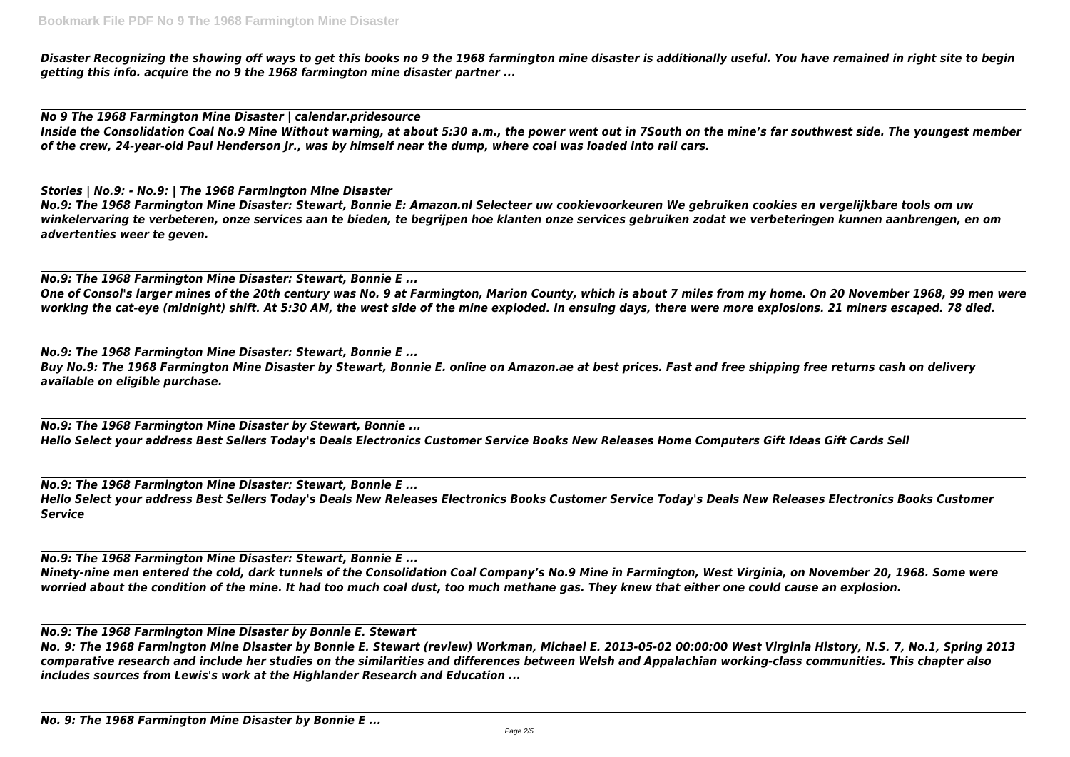*Disaster Recognizing the showing off ways to get this books no 9 the 1968 farmington mine disaster is additionally useful. You have remained in right site to begin getting this info. acquire the no 9 the 1968 farmington mine disaster partner ...*

---

***No 9 The 1968 Farmington Mine Disaster | calendar.pridesource***

*Inside the Consolidation Coal No.9 Mine Without warning, at about 5:30 a.m., the power went out in 7South on the mine's far southwest side. The youngest member of the crew, 24-year-old Paul Henderson Jr., was by himself near the dump, where coal was loaded into rail cars.*

---

***Stories | No.9: - No.9: | The 1968 Farmington Mine Disaster***

*No.9: The 1968 Farmington Mine Disaster: Stewart, Bonnie E: Amazon.nl Selecteer uw cookievoorkeuren We gebruiken cookies en vergelijkbare tools om uw winkelervaring te verbeteren, onze services aan te bieden, te begrijpen hoe klanten onze services gebruiken zodat we verbeteringen kunnen aanbrengen, en om advertenties weer te geven.*

---

***No.9: The 1968 Farmington Mine Disaster: Stewart, Bonnie E ...***

*One of Consol's larger mines of the 20th century was No. 9 at Farmington, Marion County, which is about 7 miles from my home. On 20 November 1968, 99 men were working the cat-eye (midnight) shift. At 5:30 AM, the west side of the mine exploded. In ensuing days, there were more explosions. 21 miners escaped. 78 died.*

---

***No.9: The 1968 Farmington Mine Disaster: Stewart, Bonnie E ...***

*Buy No.9: The 1968 Farmington Mine Disaster by Stewart, Bonnie E. online on Amazon.ae at best prices. Fast and free shipping free returns cash on delivery available on eligible purchase.*

---

***No.9: The 1968 Farmington Mine Disaster by Stewart, Bonnie ...***

*Hello Select your address Best Sellers Today's Deals Electronics Customer Service Books New Releases Home Computers Gift Ideas Gift Cards Sell*

---

***No.9: The 1968 Farmington Mine Disaster: Stewart, Bonnie E ...***

*Hello Select your address Best Sellers Today's Deals New Releases Electronics Books Customer Service Today's Deals New Releases Electronics Books Customer Service*

---

***No.9: The 1968 Farmington Mine Disaster: Stewart, Bonnie E ...***

*Ninety-nine men entered the cold, dark tunnels of the Consolidation Coal Company's No.9 Mine in Farmington, West Virginia, on November 20, 1968. Some were worried about the condition of the mine. It had too much coal dust, too much methane gas. They knew that either one could cause an explosion.*

---

***No.9: The 1968 Farmington Mine Disaster by Bonnie E. Stewart***

*No. 9: The 1968 Farmington Mine Disaster by Bonnie E. Stewart (review) Workman, Michael E. 2013-05-02 00:00:00 West Virginia History, N.S. 7, No.1, Spring 2013 comparative research and include her studies on the similarities and differences between Welsh and Appalachian working-class communities. This chapter also includes sources from Lewis's work at the Highlander Research and Education ...*

---

***No. 9: The 1968 Farmington Mine Disaster by Bonnie E ...***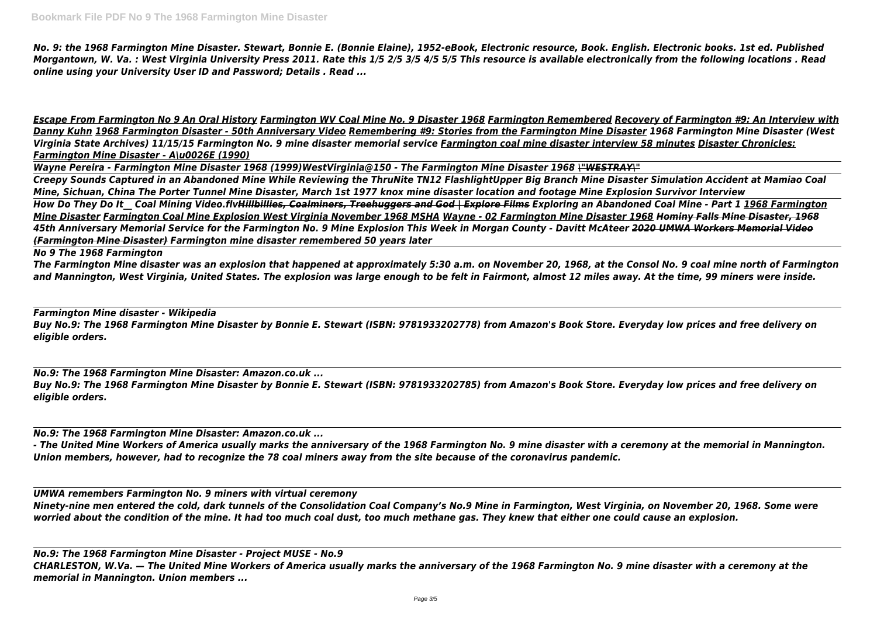*No. 9: the 1968 Farmington Mine Disaster. Stewart, Bonnie E. (Bonnie Elaine), 1952-eBook, Electronic resource, Book. English. Electronic books. 1st ed. Published Morgantown, W. Va. : West Virginia University Press 2011. Rate this 1/5 2/5 3/5 4/5 5/5 This resource is available electronically from the following locations . Read online using your University User ID and Password; Details . Read ...*

*Escape From Farmington No 9 An Oral History Farmington WV Coal Mine No. 9 Disaster 1968 Farmington Remembered Recovery of Farmington #9: An Interview with Danny Kuhn 1968 Farmington Disaster - 50th Anniversary Video Remembering #9: Stories from the Farmington Mine Disaster 1968 Farmington Mine Disaster (West Virginia State Archives) 11/15/15 Farmington No. 9 mine disaster memorial service Farmington coal mine disaster interview 58 minutes Disaster Chronicles: Farmington Mine Disaster - A\u0026E (1990)*

*Wayne Pereira - Farmington Mine Disaster 1968 (1999)WestVirginia@150 - The Farmington Mine Disaster 1968 \"WESTRAY\"*

*Creepy Sounds Captured in an Abandoned Mine While Reviewing the ThruNite TN12 FlashlightUpper Big Branch Mine Disaster Simulation Accident at Mamiao Coal Mine, Sichuan, China The Porter Tunnel Mine Disaster, March 1st 1977 knox mine disaster location and footage Mine Explosion Survivor Interview*

*How Do They Do It__ Coal Mining Video.flvHillbillies, Coalminers, Treehuggers and God | Explore Films Exploring an Abandoned Coal Mine - Part 1 1968 Farmington Mine Disaster Farmington Coal Mine Explosion West Virginia November 1968 MSHA Wayne - 02 Farmington Mine Disaster 1968 Hominy Falls Mine Disaster, 1968 45th Anniversary Memorial Service for the Farmington No. 9 Mine Explosion This Week in Morgan County - Davitt McAteer 2020 UMWA Workers Memorial Video (Farmington Mine Disaster) Farmington mine disaster remembered 50 years later*

*No 9 The 1968 Farmington*

*The Farmington Mine disaster was an explosion that happened at approximately 5:30 a.m. on November 20, 1968, at the Consol No. 9 coal mine north of Farmington and Mannington, West Virginia, United States. The explosion was large enough to be felt in Fairmont, almost 12 miles away. At the time, 99 miners were inside.*

*Farmington Mine disaster - Wikipedia*

*Buy No.9: The 1968 Farmington Mine Disaster by Bonnie E. Stewart (ISBN: 9781933202778) from Amazon's Book Store. Everyday low prices and free delivery on eligible orders.*

*No.9: The 1968 Farmington Mine Disaster: Amazon.co.uk ...*

*Buy No.9: The 1968 Farmington Mine Disaster by Bonnie E. Stewart (ISBN: 9781933202785) from Amazon's Book Store. Everyday low prices and free delivery on eligible orders.*

*No.9: The 1968 Farmington Mine Disaster: Amazon.co.uk ...*

*- The United Mine Workers of America usually marks the anniversary of the 1968 Farmington No. 9 mine disaster with a ceremony at the memorial in Mannington. Union members, however, had to recognize the 78 coal miners away from the site because of the coronavirus pandemic.*

*UMWA remembers Farmington No. 9 miners with virtual ceremony*

*Ninety-nine men entered the cold, dark tunnels of the Consolidation Coal Company's No.9 Mine in Farmington, West Virginia, on November 20, 1968. Some were worried about the condition of the mine. It had too much coal dust, too much methane gas. They knew that either one could cause an explosion.*

*No.9: The 1968 Farmington Mine Disaster - Project MUSE - No.9*

*CHARLESTON, W.Va. — The United Mine Workers of America usually marks the anniversary of the 1968 Farmington No. 9 mine disaster with a ceremony at the memorial in Mannington. Union members ...*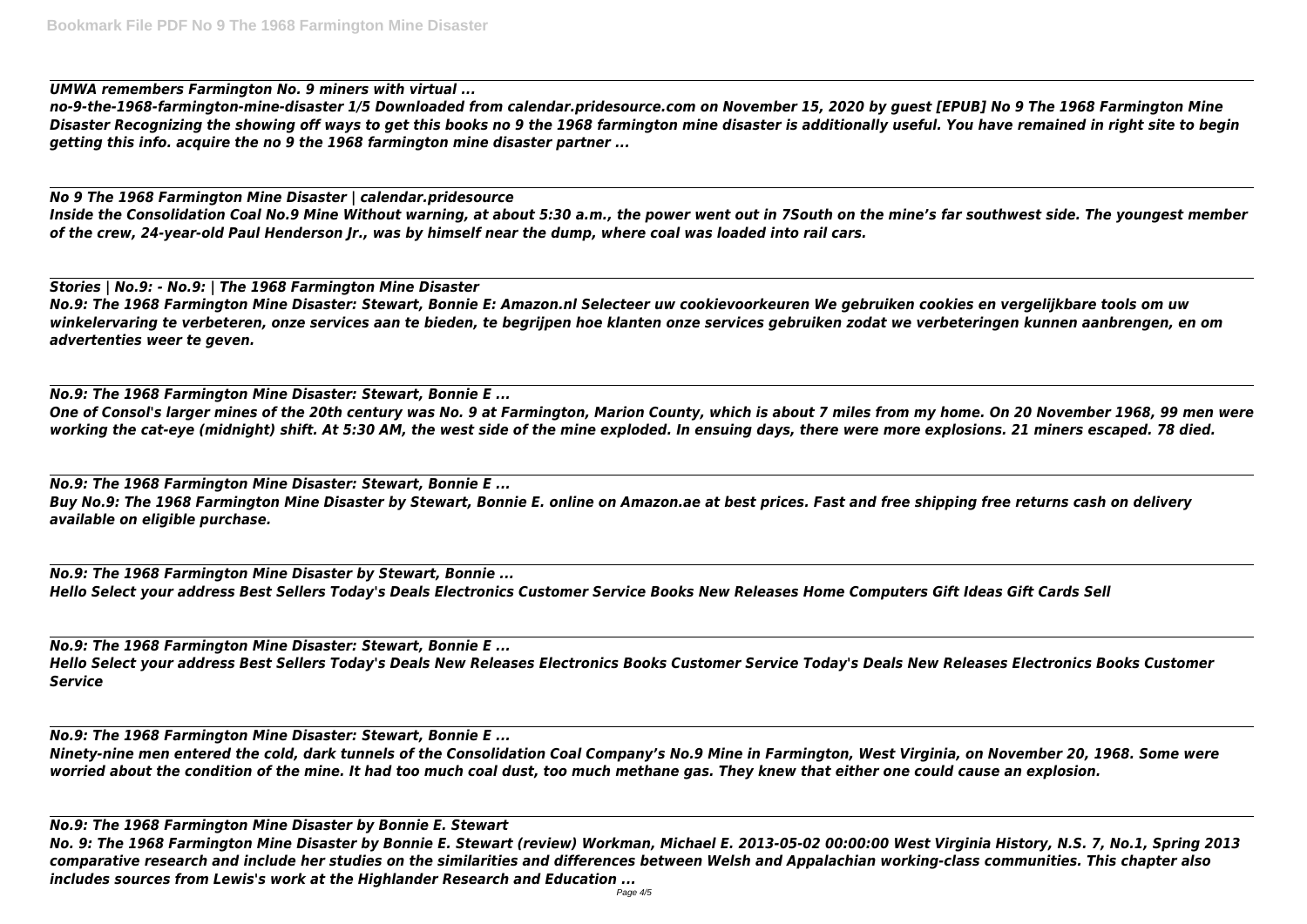*UMWA remembers Farmington No. 9 miners with virtual ...*

*no-9-the-1968-farmington-mine-disaster 1/5 Downloaded from calendar.pridesource.com on November 15, 2020 by guest [EPUB] No 9 The 1968 Farmington Mine Disaster Recognizing the showing off ways to get this books no 9 the 1968 farmington mine disaster is additionally useful. You have remained in right site to begin getting this info. acquire the no 9 the 1968 farmington mine disaster partner ...*

---

*No 9 The 1968 Farmington Mine Disaster | calendar.pridesource*

*Inside the Consolidation Coal No.9 Mine Without warning, at about 5:30 a.m., the power went out in 7South on the mine's far southwest side. The youngest member of the crew, 24-year-old Paul Henderson Jr., was by himself near the dump, where coal was loaded into rail cars.*

---

*Stories | No.9: - No.9: | The 1968 Farmington Mine Disaster*

*No.9: The 1968 Farmington Mine Disaster: Stewart, Bonnie E: Amazon.nl Selecteer uw cookievoorkeuren We gebruiken cookies en vergelijkbare tools om uw winkelervaring te verbeteren, onze services aan te bieden, te begrijpen hoe klanten onze services gebruiken zodat we verbeteringen kunnen aanbrengen, en om advertenties weer te geven.*

---

*No.9: The 1968 Farmington Mine Disaster: Stewart, Bonnie E ...*

*One of Consol's larger mines of the 20th century was No. 9 at Farmington, Marion County, which is about 7 miles from my home. On 20 November 1968, 99 men were working the cat-eye (midnight) shift. At 5:30 AM, the west side of the mine exploded. In ensuing days, there were more explosions. 21 miners escaped. 78 died.*

---

*No.9: The 1968 Farmington Mine Disaster: Stewart, Bonnie E ...*

*Buy No.9: The 1968 Farmington Mine Disaster by Stewart, Bonnie E. online on Amazon.ae at best prices. Fast and free shipping free returns cash on delivery available on eligible purchase.*

---

*No.9: The 1968 Farmington Mine Disaster by Stewart, Bonnie ...*

*Hello Select your address Best Sellers Today's Deals Electronics Customer Service Books New Releases Home Computers Gift Ideas Gift Cards Sell*

---

*No.9: The 1968 Farmington Mine Disaster: Stewart, Bonnie E ...*

*Hello Select your address Best Sellers Today's Deals New Releases Electronics Books Customer Service Today's Deals New Releases Electronics Books Customer Service*

---

*No.9: The 1968 Farmington Mine Disaster: Stewart, Bonnie E ...*

*Ninety-nine men entered the cold, dark tunnels of the Consolidation Coal Company's No.9 Mine in Farmington, West Virginia, on November 20, 1968. Some were worried about the condition of the mine. It had too much coal dust, too much methane gas. They knew that either one could cause an explosion.*

---

*No.9: The 1968 Farmington Mine Disaster by Bonnie E. Stewart*

*No. 9: The 1968 Farmington Mine Disaster by Bonnie E. Stewart (review) Workman, Michael E. 2013-05-02 00:00:00 West Virginia History, N.S. 7, No.1, Spring 2013 comparative research and include her studies on the similarities and differences between Welsh and Appalachian working-class communities. This chapter also includes sources from Lewis's work at the Highlander Research and Education ...*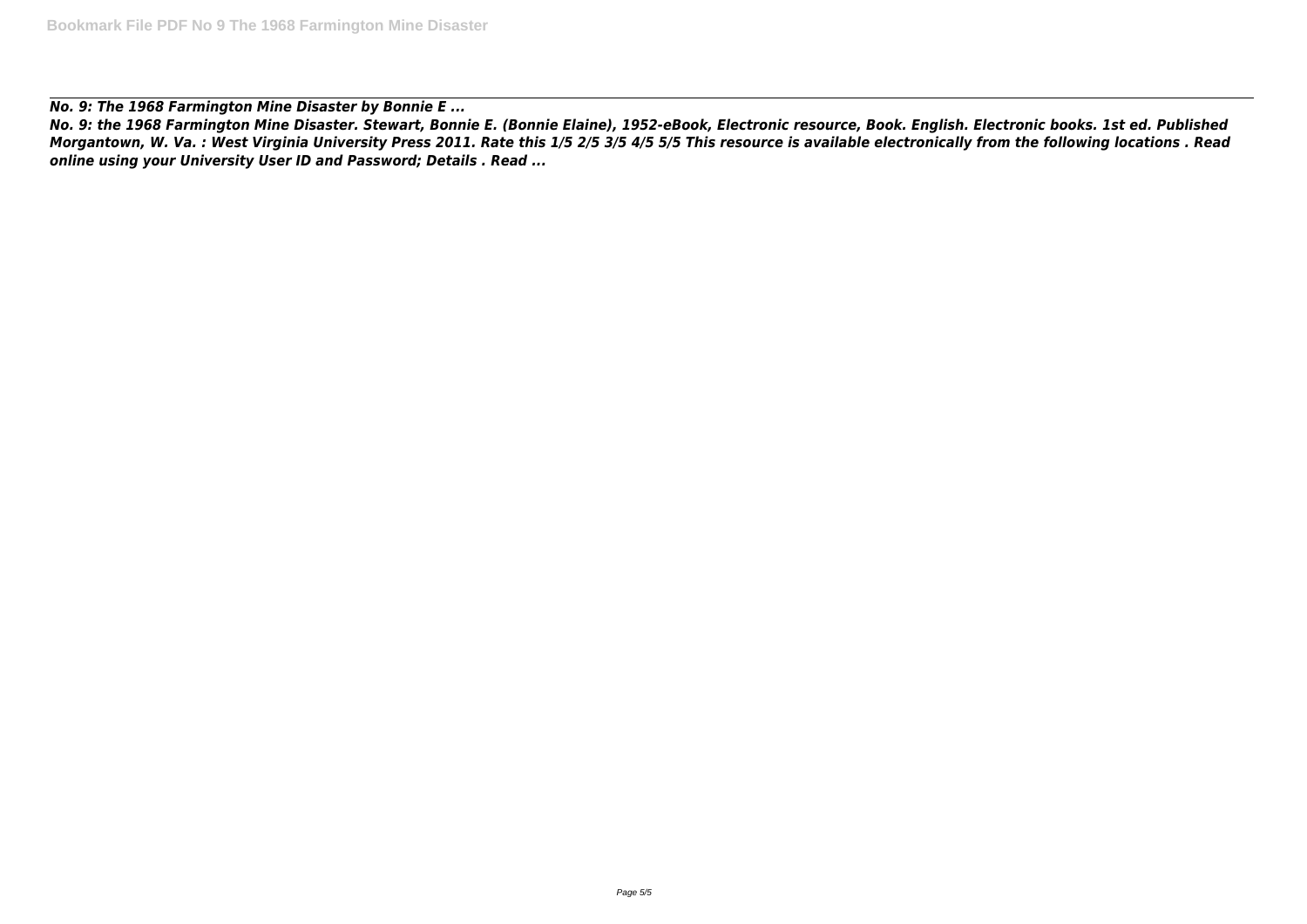*No. 9: The 1968 Farmington Mine Disaster by Bonnie E ...*

*No. 9: the 1968 Farmington Mine Disaster. Stewart, Bonnie E. (Bonnie Elaine), 1952-eBook, Electronic resource, Book. English. Electronic books. 1st ed. Published Morgantown, W. Va. : West Virginia University Press 2011. Rate this 1/5 2/5 3/5 4/5 5/5 This resource is available electronically from the following locations . Read online using your University User ID and Password; Details . Read ...*